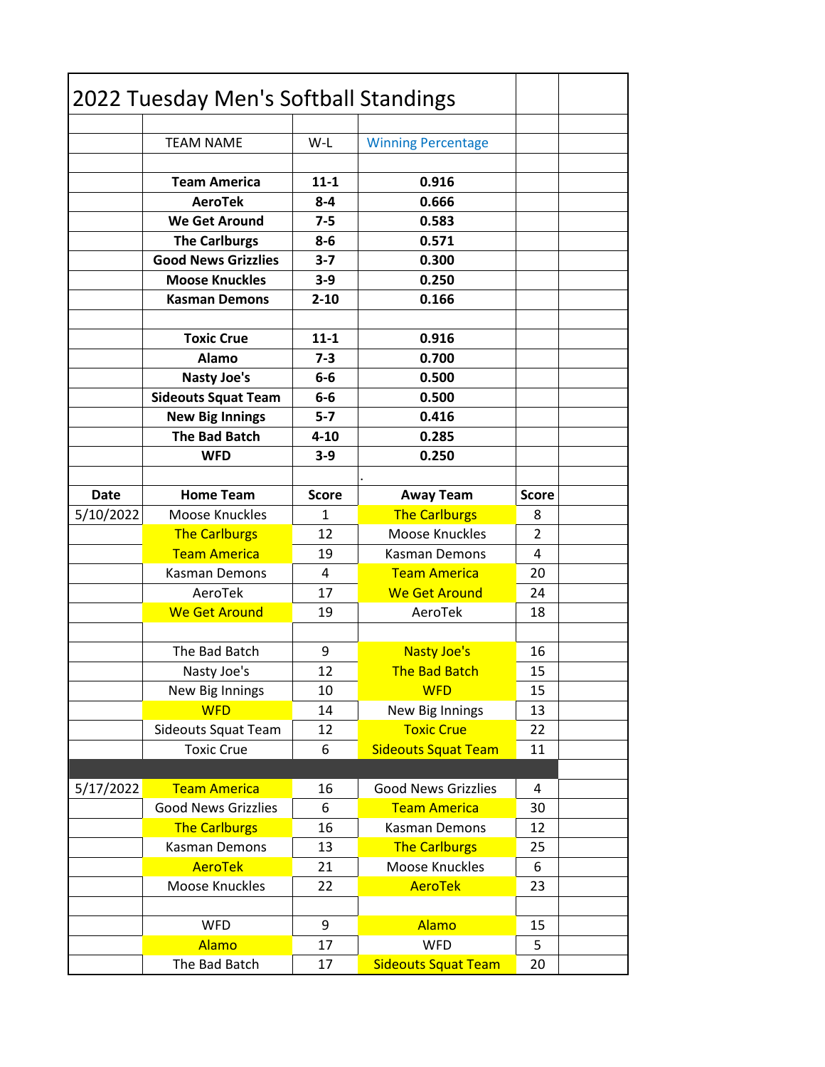# 2022 Tuesday Men's Softball Standings

| | TEAM NAME | W-L | Winning Percentage |
|---|---|---|---|
| | **Team America** | **11-1** | **0.916** |
| | **AeroTek** | **8-4** | **0.666** |
| | **We Get Around** | **7-5** | **0.583** |
| | **The Carlburgs** | **8-6** | **0.571** |
| | **Good News Grizzlies** | **3-7** | **0.300** |
| | **Moose Knuckles** | **3-9** | **0.250** |
| | **Kasman Demons** | **2-10** | **0.166** |
| | | | |
| | **Toxic Crue** | **11-1** | **0.916** |
| | **Alamo** | **7-3** | **0.700** |
| | **Nasty Joe's** | **6-6** | **0.500** |
| | **Sideouts Squat Team** | **6-6** | **0.500** |
| | **New Big Innings** | **5-7** | **0.416** |
| | **The Bad Batch** | **4-10** | **0.285** |
| | **WFD** | **3-9** | **0.250** |

| Date | Home Team | Score | Away Team | Score |
|---|---|---|---|---|
| 5/10/2022 | Moose Knuckles | 1 | The Carlburgs | 8 |
| | The Carlburgs | 12 | Moose Knuckles | 2 |
| | Team America | 19 | Kasman Demons | 4 |
| | Kasman Demons | 4 | Team America | 20 |
| | AeroTek | 17 | We Get Around | 24 |
| | We Get Around | 19 | AeroTek | 18 |
| | | | | |
| | The Bad Batch | 9 | Nasty Joe's | 16 |
| | Nasty Joe's | 12 | The Bad Batch | 15 |
| | New Big Innings | 10 | WFD | 15 |
| | WFD | 14 | New Big Innings | 13 |
| | Sideouts Squat Team | 12 | Toxic Crue | 22 |
| | Toxic Crue | 6 | Sideouts Squat Team | 11 |
| | | | | |
| 5/17/2022 | Team America | 16 | Good News Grizzlies | 4 |
| | Good News Grizzlies | 6 | Team America | 30 |
| | The Carlburgs | 16 | Kasman Demons | 12 |
| | Kasman Demons | 13 | The Carlburgs | 25 |
| | AeroTek | 21 | Moose Knuckles | 6 |
| | Moose Knuckles | 22 | AeroTek | 23 |
| | | | | |
| | WFD | 9 | Alamo | 15 |
| | Alamo | 17 | WFD | 5 |
| | The Bad Batch | 17 | Sideouts Squat Team | 20 |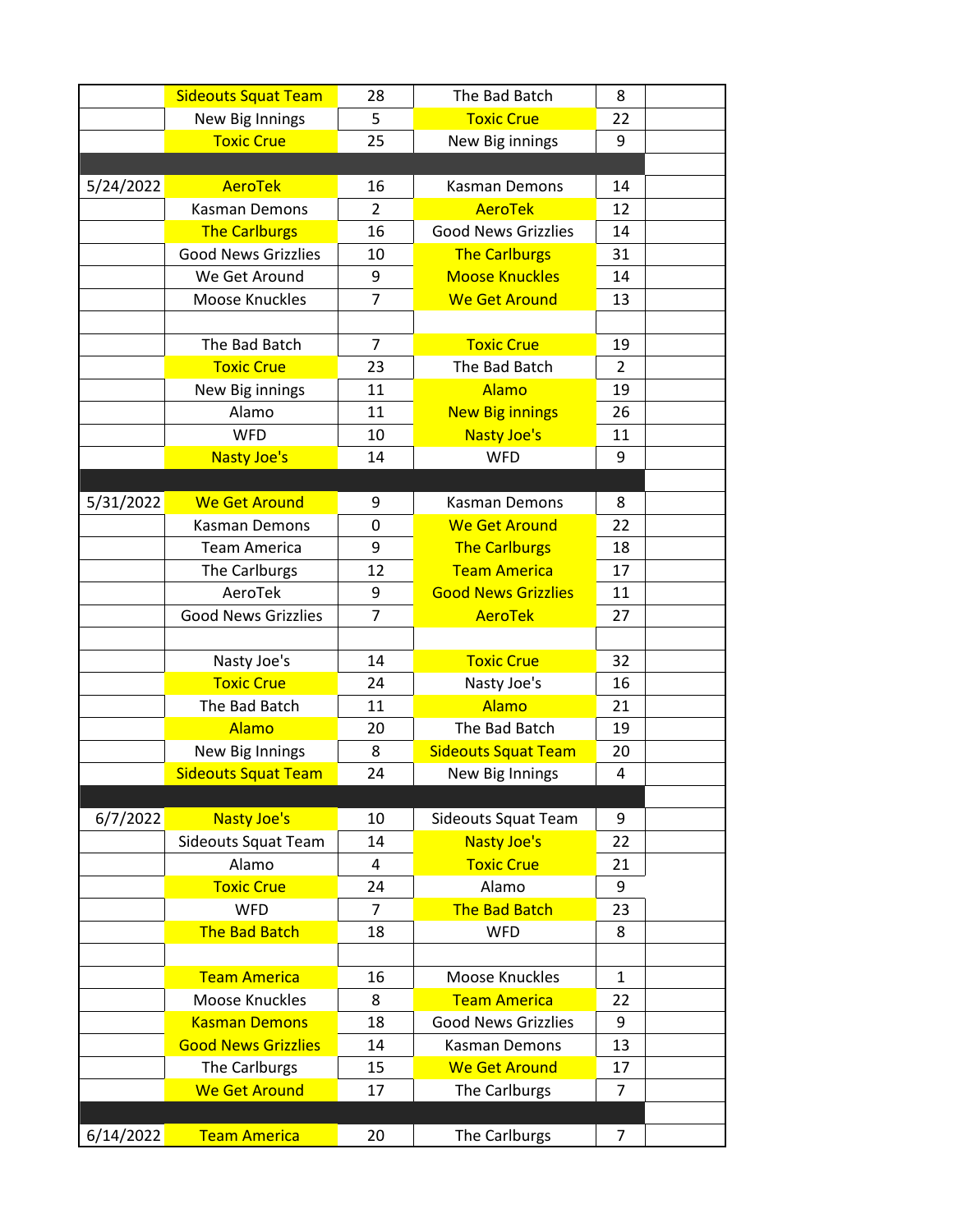| | | | | | |
|---|---|---|---|---|---|
| | Sideouts Squat Team | 28 | The Bad Batch | 8 | |
| | New Big Innings | 5 | Toxic Crue | 22 | |
| | Toxic Crue | 25 | New Big innings | 9 | |
| | | | | | |
| 5/24/2022 | AeroTek | 16 | Kasman Demons | 14 | |
| | Kasman Demons | 2 | AeroTek | 12 | |
| | The Carlburgs | 16 | Good News Grizzlies | 14 | |
| | Good News Grizzlies | 10 | The Carlburgs | 31 | |
| | We Get Around | 9 | Moose Knuckles | 14 | |
| | Moose Knuckles | 7 | We Get Around | 13 | |
| | | | | | |
| | The Bad Batch | 7 | Toxic Crue | 19 | |
| | Toxic Crue | 23 | The Bad Batch | 2 | |
| | New Big innings | 11 | Alamo | 19 | |
| | Alamo | 11 | New Big innings | 26 | |
| | WFD | 10 | Nasty Joe's | 11 | |
| | Nasty Joe's | 14 | WFD | 9 | |
| | | | | | |
| 5/31/2022 | We Get Around | 9 | Kasman Demons | 8 | |
| | Kasman Demons | 0 | We Get Around | 22 | |
| | Team America | 9 | The Carlburgs | 18 | |
| | The Carlburgs | 12 | Team America | 17 | |
| | AeroTek | 9 | Good News Grizzlies | 11 | |
| | Good News Grizzlies | 7 | AeroTek | 27 | |
| | | | | | |
| | Nasty Joe's | 14 | Toxic Crue | 32 | |
| | Toxic Crue | 24 | Nasty Joe's | 16 | |
| | The Bad Batch | 11 | Alamo | 21 | |
| | Alamo | 20 | The Bad Batch | 19 | |
| | New Big Innings | 8 | Sideouts Squat Team | 20 | |
| | Sideouts Squat Team | 24 | New Big Innings | 4 | |
| | | | | | |
| 6/7/2022 | Nasty Joe's | 10 | Sideouts Squat Team | 9 | |
| | Sideouts Squat Team | 14 | Nasty Joe's | 22 | |
| | Alamo | 4 | Toxic Crue | 21 | |
| | Toxic Crue | 24 | Alamo | 9 | |
| | WFD | 7 | The Bad Batch | 23 | |
| | The Bad Batch | 18 | WFD | 8 | |
| | | | | | |
| | Team America | 16 | Moose Knuckles | 1 | |
| | Moose Knuckles | 8 | Team America | 22 | |
| | Kasman Demons | 18 | Good News Grizzlies | 9 | |
| | Good News Grizzlies | 14 | Kasman Demons | 13 | |
| | The Carlburgs | 15 | We Get Around | 17 | |
| | We Get Around | 17 | The Carlburgs | 7 | |
| | | | | | |
| 6/14/2022 | Team America | 20 | The Carlburgs | 7 | |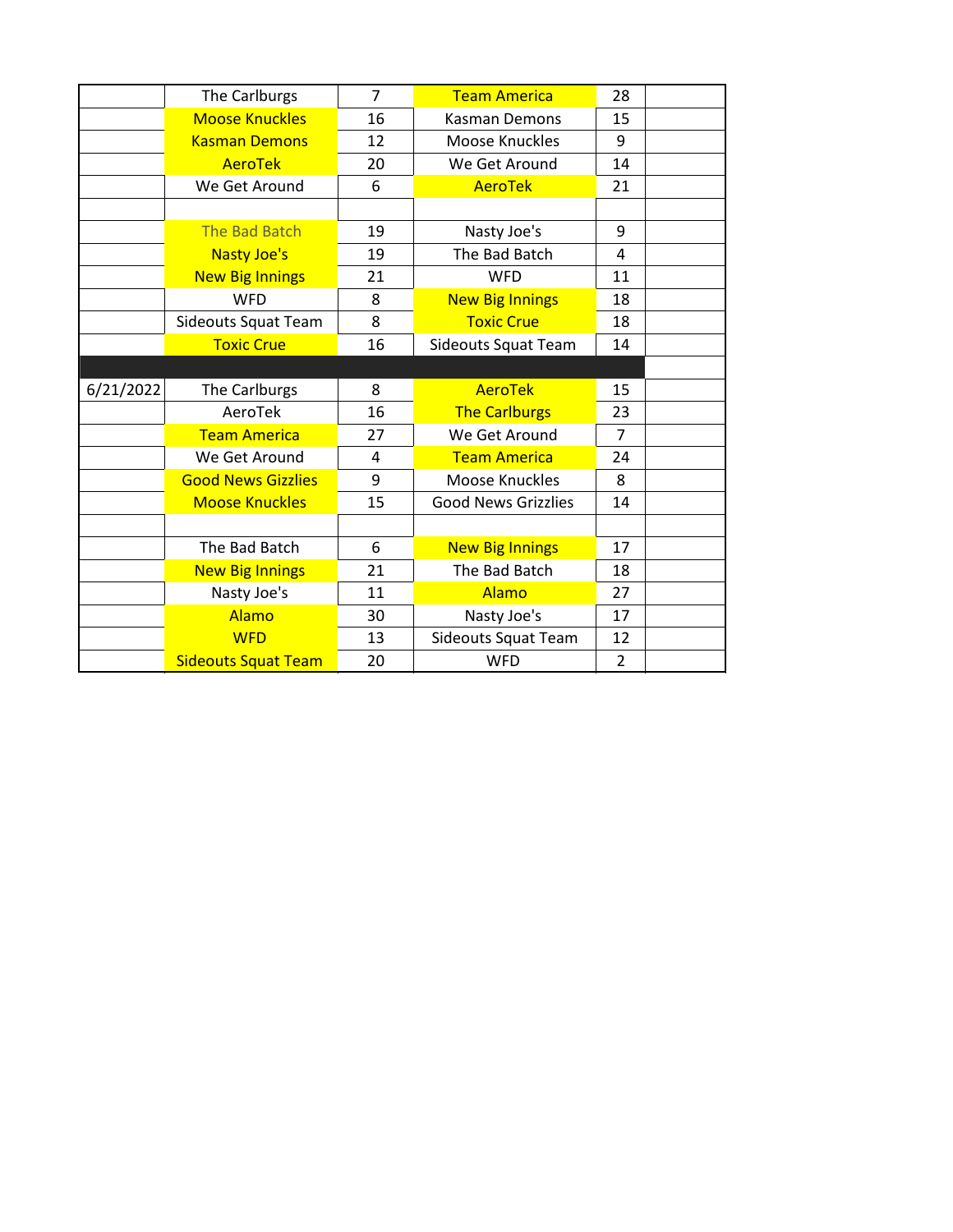| | | | | | |
|---|---|---|---|---|---|
| | The Carlburgs | 7 | Team America | 28 | |
| | Moose Knuckles | 16 | Kasman Demons | 15 | |
| | Kasman Demons | 12 | Moose Knuckles | 9 | |
| | AeroTek | 20 | We Get Around | 14 | |
| | We Get Around | 6 | AeroTek | 21 | |
| | | | | | |
| | The Bad Batch | 19 | Nasty Joe's | 9 | |
| | Nasty Joe's | 19 | The Bad Batch | 4 | |
| | New Big Innings | 21 | WFD | 11 | |
| | WFD | 8 | New Big Innings | 18 | |
| | Sideouts Squat Team | 8 | Toxic Crue | 18 | |
| | Toxic Crue | 16 | Sideouts Squat Team | 14 | |
| | | | | | |
| 6/21/2022 | The Carlburgs | 8 | AeroTek | 15 | |
| | AeroTek | 16 | The Carlburgs | 23 | |
| | Team America | 27 | We Get Around | 7 | |
| | We Get Around | 4 | Team America | 24 | |
| | Good News Gizzlies | 9 | Moose Knuckles | 8 | |
| | Moose Knuckles | 15 | Good News Grizzlies | 14 | |
| | | | | | |
| | The Bad Batch | 6 | New Big Innings | 17 | |
| | New Big Innings | 21 | The Bad Batch | 18 | |
| | Nasty Joe's | 11 | Alamo | 27 | |
| | Alamo | 30 | Nasty Joe's | 17 | |
| | WFD | 13 | Sideouts Squat Team | 12 | |
| | Sideouts Squat Team | 20 | WFD | 2 | |